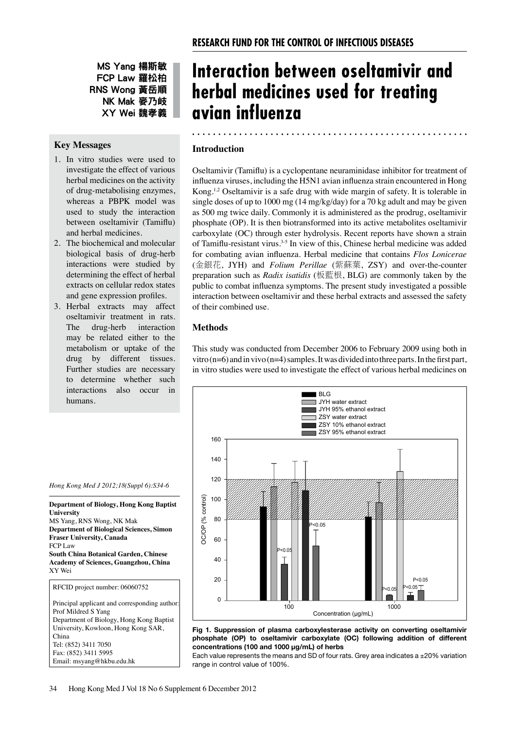RESEARCH FUND FOR THE CONTROL OF INFECTIOUS DISEASES

MS Yang 楊斯敏
FCP Law 羅松柏
RNS Wong 黃岳順
NK Mak 麥乃岐
XY Wei 魏孝義

# Interaction between oseltamivir and herbal medicines used for treating avian influenza

## Key Messages

1. In vitro studies were used to investigate the effect of various herbal medicines on the activity of drug-metabolising enzymes, whereas a PBPK model was used to study the interaction between oseltamivir (Tamiflu) and herbal medicines.
2. The biochemical and molecular biological basis of drug-herb interactions were studied by determining the effect of herbal extracts on cellular redox states and gene expression profiles.
3. Herbal extracts may affect oseltamivir treatment in rats. The drug-herb interaction may be related either to the metabolism or uptake of the drug by different tissues. Further studies are necessary to determine whether such interactions also occur in humans.

*Hong Kong Med J 2012;18(Suppl 6):S34-6*

**Department of Biology, Hong Kong Baptist University**
MS Yang, RNS Wong, NK Mak
**Department of Biological Sciences, Simon Fraser University, Canada**
FCP Law
**South China Botanical Garden, Chinese Academy of Sciences, Guangzhou, China**
XY Wei

RFCID project number: 06060752

Principal applicant and corresponding author:
Prof Mildred S Yang
Department of Biology, Hong Kong Baptist University, Kowloon, Hong Kong SAR, China
Tel: (852) 3411 7050
Fax: (852) 3411 5995
Email: msyang@hkbu.edu.hk

## Introduction

Oseltamivir (Tamiflu) is a cyclopentane neuraminidase inhibitor for treatment of influenza viruses, including the H5N1 avian influenza strain encountered in Hong Kong.[1,2] Oseltamivir is a safe drug with wide margin of safety. It is tolerable in single doses of up to 1000 mg (14 mg/kg/day) for a 70 kg adult and may be given as 500 mg twice daily. Commonly it is administered as the prodrug, oseltamivir phosphate (OP). It is then biotransformed into its active metabolites oseltamivir carboxylate (OC) through ester hydrolysis. Recent reports have shown a strain of Tamiflu-resistant virus.[3-5] In view of this, Chinese herbal medicine was added for combating avian influenza. Herbal medicine that contains *Flos Lonicerae* (金銀花, JYH) and *Folium Perillae* (紫蘇葉, ZSY) and over-the-counter preparation such as *Radix isatidis* (板藍根, BLG) are commonly taken by the public to combat influenza symptoms. The present study investigated a possible interaction between oseltamivir and these herbal extracts and assessed the safety of their combined use.

## Methods

This study was conducted from December 2006 to February 2009 using both in vitro (n=6) and in vivo (n=4) samples. It was divided into three parts. In the first part, in vitro studies were used to investigate the effect of various herbal medicines on

**Fig 1. Suppression of plasma carboxylesterase activity on converting oseltamivir phosphate (OP) to oseltamivir carboxylate (OC) following addition of different concentrations (100 and 1000 μg/mL) of herbs**

Each value represents the means and SD of four rats. Grey area indicates a ±20% variation range in control value of 100%.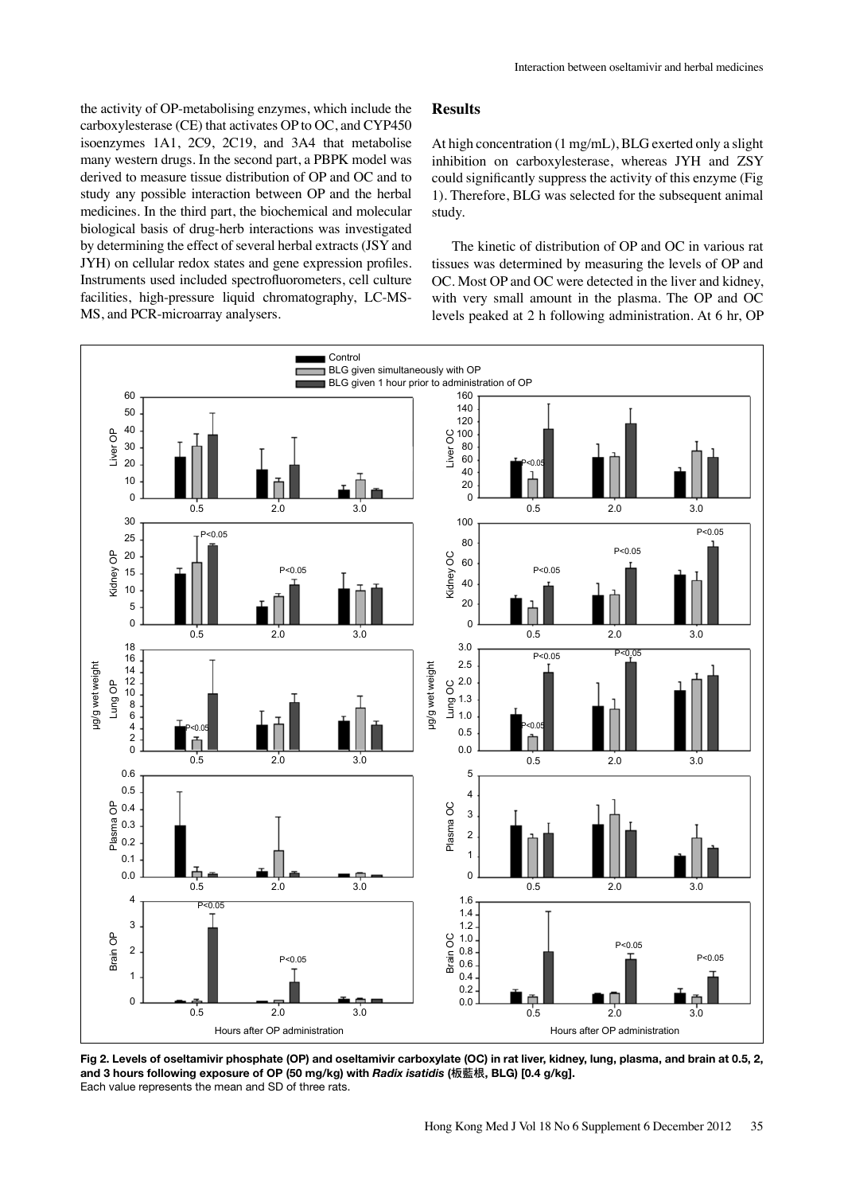the activity of OP-metabolising enzymes, which include the carboxylesterase (CE) that activates OP to OC, and CYP450 isoenzymes 1A1, 2C9, 2C19, and 3A4 that metabolise many western drugs. In the second part, a PBPK model was derived to measure tissue distribution of OP and OC and to study any possible interaction between OP and the herbal medicines. In the third part, the biochemical and molecular biological basis of drug-herb interactions was investigated by determining the effect of several herbal extracts (JSY and JYH) on cellular redox states and gene expression profiles. Instruments used included spectrofluorometers, cell culture facilities, high-pressure liquid chromatography, LC-MS-MS, and PCR-microarray analysers.

## Results

At high concentration (1 mg/mL), BLG exerted only a slight inhibition on carboxylesterase, whereas JYH and ZSY could significantly suppress the activity of this enzyme (Fig 1). Therefore, BLG was selected for the subsequent animal study.

The kinetic of distribution of OP and OC in various rat tissues was determined by measuring the levels of OP and OC. Most OP and OC were detected in the liver and kidney, with very small amount in the plasma. The OP and OC levels peaked at 2 h following administration. At 6 hr, OP

**Fig 2. Levels of oseltamivir phosphate (OP) and oseltamivir carboxylate (OC) in rat liver, kidney, lung, plasma, and brain at 0.5, 2, and 3 hours following exposure of OP (50 mg/kg) with *Radix isatidis* (板藍根, BLG) [0.4 g/kg].**
Each value represents the mean and SD of three rats.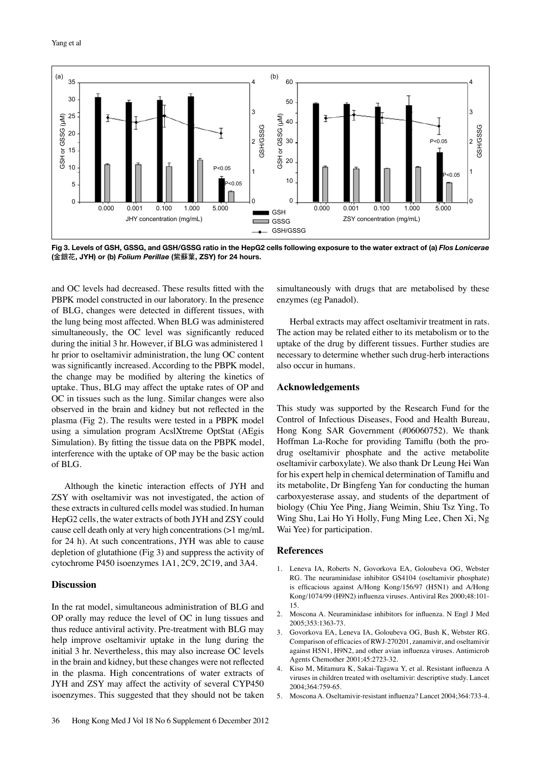(a)

35 30 25 20 15 10 5 0

GSH or GSSG (μM)

4 3 2 1 0

GSH/GSSG

P<0.05

P<0.05

0.000 0.001 0.100 1.000 5.000

JHY concentration (mg/mL)

(b)

60 50 40 30 20 10 0

GSH or GSSG (μM)

4 3 2 1 0

GSH/GSSG

P<0.05

P<0.05

0.000 0.001 0.100 1.000 5.000

ZSY concentration (mg/mL)

GSH

GSSG

GSH/GSSG

**Fig 3. Levels of GSH, GSSG, and GSH/GSSG ratio in the HepG2 cells following exposure to the water extract of (a) *Flos Lonicerae* (金銀花, JHY) or (b) *Folium Perillae* (紫蘇葉, ZSY) for 24 hours.**

and OC levels had decreased. These results fitted with the PBPK model constructed in our laboratory. In the presence of BLG, changes were detected in different tissues, with the lung being most affected. When BLG was administered simultaneously, the OC level was significantly reduced during the initial 3 hr. However, if BLG was administered 1 hr prior to oseltamivir administration, the lung OC content was significantly increased. According to the PBPK model, the change may be modified by altering the kinetics of uptake. Thus, BLG may affect the uptake rates of OP and OC in tissues such as the lung. Similar changes were also observed in the brain and kidney but not reflected in the plasma (Fig 2). The results were tested in a PBPK model using a simulation program AcslXtreme OptStat (AEgis Simulation). By fitting the tissue data on the PBPK model, interference with the uptake of OP may be the basic action of BLG.

Although the kinetic interaction effects of JYH and ZSY with oseltamivir was not investigated, the action of these extracts in cultured cells model was studied. In human HepG2 cells, the water extracts of both JYH and ZSY could cause cell death only at very high concentrations (>1 mg/mL for 24 h). At such concentrations, JYH was able to cause depletion of glutathione (Fig 3) and suppress the activity of cytochrome P450 isoenzymes 1A1, 2C9, 2C19, and 3A4.

## Discussion

In the rat model, simultaneous administration of BLG and OP orally may reduce the level of OC in lung tissues and thus reduce antiviral activity. Pre-treatment with BLG may help improve oseltamivir uptake in the lung during the initial 3 hr. Nevertheless, this may also increase OC levels in the brain and kidney, but these changes were not reflected in the plasma. High concentrations of water extracts of JYH and ZSY may affect the activity of several CYP450 isoenzymes. This suggested that they should not be taken simultaneously with drugs that are metabolised by these enzymes (eg Panadol).

Herbal extracts may affect oseltamivir treatment in rats. The action may be related either to its metabolism or to the uptake of the drug by different tissues. Further studies are necessary to determine whether such drug-herb interactions also occur in humans.

## Acknowledgements

This study was supported by the Research Fund for the Control of Infectious Diseases, Food and Health Bureau, Hong Kong SAR Government (#06060752). We thank Hoffman La-Roche for providing Tamiflu (both the pro-drug oseltamivir phosphate and the active metabolite oseltamivir carboxylate). We also thank Dr Leung Hei Wan for his expert help in chemical determination of Tamiflu and its metabolite, Dr Bingfeng Yan for conducting the human carboxyesterase assay, and students of the department of biology (Chiu Yee Ping, Jiang Weimin, Shiu Tsz Ying, To Wing Shu, Lai Ho Yi Holly, Fung Ming Lee, Chen Xi, Ng Wai Yee) for participation.

## References

1. Leneva IA, Roberts N, Govorkova EA, Goloubeva OG, Webster RG. The neuraminidase inhibitor GS4104 (oseltamivir phosphate) is efficacious against A/Hong Kong/156/97 (H5N1) and A/Hong Kong/1074/99 (H9N2) influenza viruses. Antiviral Res 2000;48:101-15.
2. Moscona A. Neuraminidase inhibitors for influenza. N Engl J Med 2005;353:1363-73.
3. Govorkova EA, Leneva IA, Goloubeva OG, Bush K, Webster RG. Comparison of efficacies of RWJ-270201, zanamivir, and oseltamivir against H5N1, H9N2, and other avian influenza viruses. Antimicrob Agents Chemother 2001;45:2723-32.
4. Kiso M, Mitamura K, Sakai-Tagawa Y, et al. Resistant influenza A viruses in children treated with oseltamivir: descriptive study. Lancet 2004;364:759-65.
5. Moscona A. Oseltamivir-resistant influenza? Lancet 2004;364:733-4.